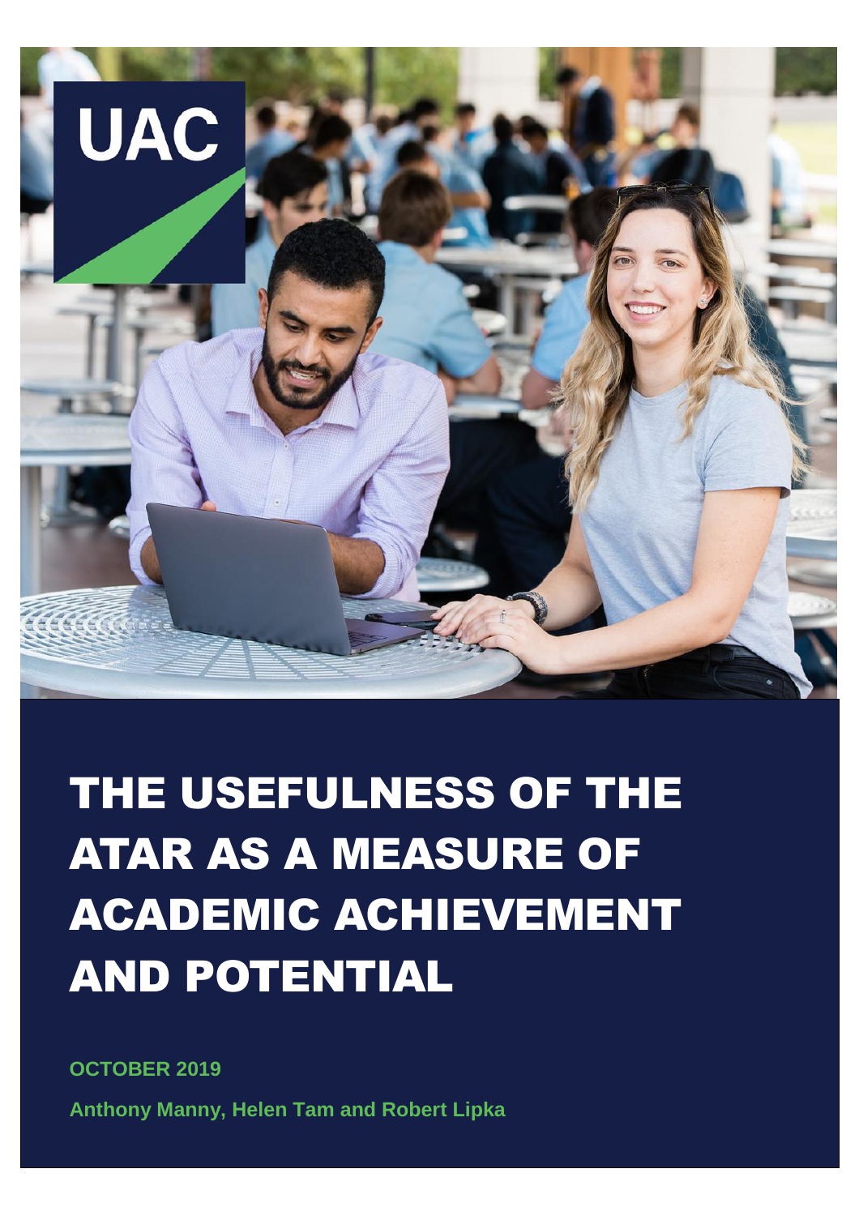UAC

# THE USEFULNESS OF THE ATAR AS A MEASURE OF ACADEMIC ACHIEVEMENT AND POTENTIAL

**OCTOBER 2019**

**Anthony Manny, Helen Tam and Robert Lipka**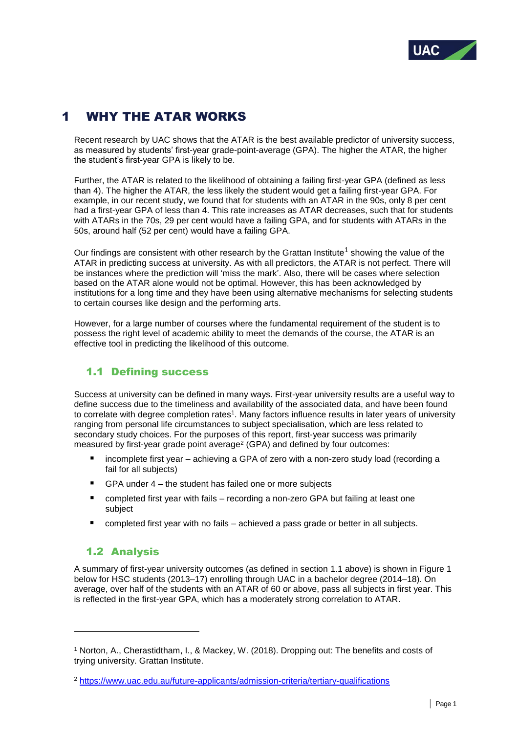# 1 WHY THE ATAR WORKS

Recent research by UAC shows that the ATAR is the best available predictor of university success, as measured by students' first-year grade-point-average (GPA). The higher the ATAR, the higher the student's first-year GPA is likely to be.

Further, the ATAR is related to the likelihood of obtaining a failing first-year GPA (defined as less than 4). The higher the ATAR, the less likely the student would get a failing first-year GPA. For example, in our recent study, we found that for students with an ATAR in the 90s, only 8 per cent had a first-year GPA of less than 4. This rate increases as ATAR decreases, such that for students with ATARs in the 70s, 29 per cent would have a failing GPA, and for students with ATARs in the 50s, around half (52 per cent) would have a failing GPA.

Our findings are consistent with other research by the Grattan Institute[1] showing the value of the ATAR in predicting success at university. As with all predictors, the ATAR is not perfect. There will be instances where the prediction will 'miss the mark'. Also, there will be cases where selection based on the ATAR alone would not be optimal. However, this has been acknowledged by institutions for a long time and they have been using alternative mechanisms for selecting students to certain courses like design and the performing arts.

However, for a large number of courses where the fundamental requirement of the student is to possess the right level of academic ability to meet the demands of the course, the ATAR is an effective tool in predicting the likelihood of this outcome.

## 1.1 Defining success

Success at university can be defined in many ways. First-year university results are a useful way to define success due to the timeliness and availability of the associated data, and have been found to correlate with degree completion rates[1]. Many factors influence results in later years of university ranging from personal life circumstances to subject specialisation, which are less related to secondary study choices. For the purposes of this report, first-year success was primarily measured by first-year grade point average[2] (GPA) and defined by four outcomes:

- incomplete first year – achieving a GPA of zero with a non-zero study load (recording a fail for all subjects)
- GPA under 4 – the student has failed one or more subjects
- completed first year with fails – recording a non-zero GPA but failing at least one subject
- completed first year with no fails – achieved a pass grade or better in all subjects.

## 1.2 Analysis

A summary of first-year university outcomes (as defined in section 1.1 above) is shown in Figure 1 below for HSC students (2013–17) enrolling through UAC in a bachelor degree (2014–18). On average, over half of the students with an ATAR of 60 or above, pass all subjects in first year. This is reflected in the first-year GPA, which has a moderately strong correlation to ATAR.

---

[1] Norton, A., Cherastidtham, I., & Mackey, W. (2018). Dropping out: The benefits and costs of trying university. Grattan Institute.

[2] https://www.uac.edu.au/future-applicants/admission-criteria/tertiary-qualifications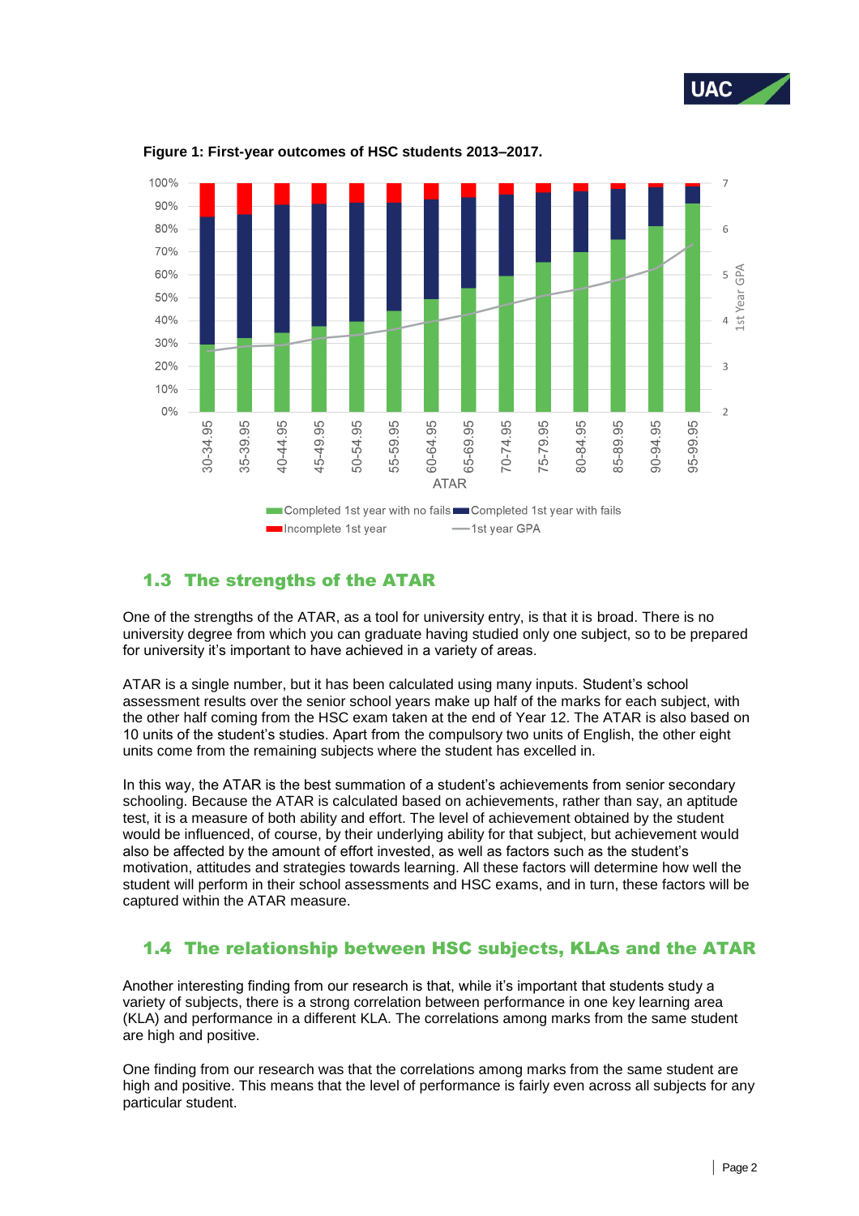**Figure 1: First-year outcomes of HSC students 2013–2017.**

## 1.3 The strengths of the ATAR

One of the strengths of the ATAR, as a tool for university entry, is that it is broad. There is no university degree from which you can graduate having studied only one subject, so to be prepared for university it's important to have achieved in a variety of areas.

ATAR is a single number, but it has been calculated using many inputs. Student's school assessment results over the senior school years make up half of the marks for each subject, with the other half coming from the HSC exam taken at the end of Year 12. The ATAR is also based on 10 units of the student's studies. Apart from the compulsory two units of English, the other eight units come from the remaining subjects where the student has excelled in.

In this way, the ATAR is the best summation of a student's achievements from senior secondary schooling. Because the ATAR is calculated based on achievements, rather than say, an aptitude test, it is a measure of both ability and effort. The level of achievement obtained by the student would be influenced, of course, by their underlying ability for that subject, but achievement would also be affected by the amount of effort invested, as well as factors such as the student's motivation, attitudes and strategies towards learning. All these factors will determine how well the student will perform in their school assessments and HSC exams, and in turn, these factors will be captured within the ATAR measure.

## 1.4 The relationship between HSC subjects, KLAs and the ATAR

Another interesting finding from our research is that, while it's important that students study a variety of subjects, there is a strong correlation between performance in one key learning area (KLA) and performance in a different KLA. The correlations among marks from the same student are high and positive.

One finding from our research was that the correlations among marks from the same student are high and positive. This means that the level of performance is fairly even across all subjects for any particular student.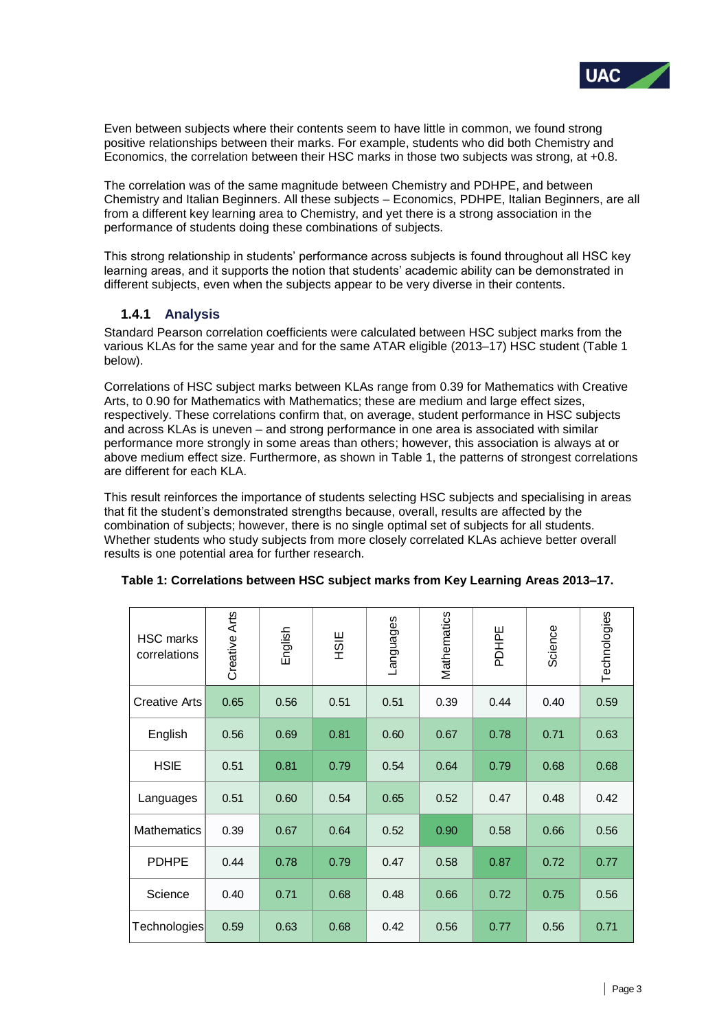Even between subjects where their contents seem to have little in common, we found strong positive relationships between their marks. For example, students who did both Chemistry and Economics, the correlation between their HSC marks in those two subjects was strong, at +0.8.

The correlation was of the same magnitude between Chemistry and PDHPE, and between Chemistry and Italian Beginners. All these subjects – Economics, PDHPE, Italian Beginners, are all from a different key learning area to Chemistry, and yet there is a strong association in the performance of students doing these combinations of subjects.

This strong relationship in students' performance across subjects is found throughout all HSC key learning areas, and it supports the notion that students' academic ability can be demonstrated in different subjects, even when the subjects appear to be very diverse in their contents.

### 1.4.1 Analysis

Standard Pearson correlation coefficients were calculated between HSC subject marks from the various KLAs for the same year and for the same ATAR eligible (2013–17) HSC student (Table 1 below).

Correlations of HSC subject marks between KLAs range from 0.39 for Mathematics with Creative Arts, to 0.90 for Mathematics with Mathematics; these are medium and large effect sizes, respectively. These correlations confirm that, on average, student performance in HSC subjects and across KLAs is uneven – and strong performance in one area is associated with similar performance more strongly in some areas than others; however, this association is always at or above medium effect size. Furthermore, as shown in Table 1, the patterns of strongest correlations are different for each KLA.

This result reinforces the importance of students selecting HSC subjects and specialising in areas that fit the student's demonstrated strengths because, overall, results are affected by the combination of subjects; however, there is no single optimal set of subjects for all students. Whether students who study subjects from more closely correlated KLAs achieve better overall results is one potential area for further research.

**Table 1: Correlations between HSC subject marks from Key Learning Areas 2013–17.**

| HSC marks correlations | Creative Arts | English | HSIE | Languages | Mathematics | PDHPE | Science | Technologies |
|---|---|---|---|---|---|---|---|---|
| Creative Arts | 0.65 | 0.56 | 0.51 | 0.51 | 0.39 | 0.44 | 0.40 | 0.59 |
| English | 0.56 | 0.69 | 0.81 | 0.60 | 0.67 | 0.78 | 0.71 | 0.63 |
| HSIE | 0.51 | 0.81 | 0.79 | 0.54 | 0.64 | 0.79 | 0.68 | 0.68 |
| Languages | 0.51 | 0.60 | 0.54 | 0.65 | 0.52 | 0.47 | 0.48 | 0.42 |
| Mathematics | 0.39 | 0.67 | 0.64 | 0.52 | 0.90 | 0.58 | 0.66 | 0.56 |
| PDHPE | 0.44 | 0.78 | 0.79 | 0.47 | 0.58 | 0.87 | 0.72 | 0.77 |
| Science | 0.40 | 0.71 | 0.68 | 0.48 | 0.66 | 0.72 | 0.75 | 0.56 |
| Technologies | 0.59 | 0.63 | 0.68 | 0.42 | 0.56 | 0.77 | 0.56 | 0.71 |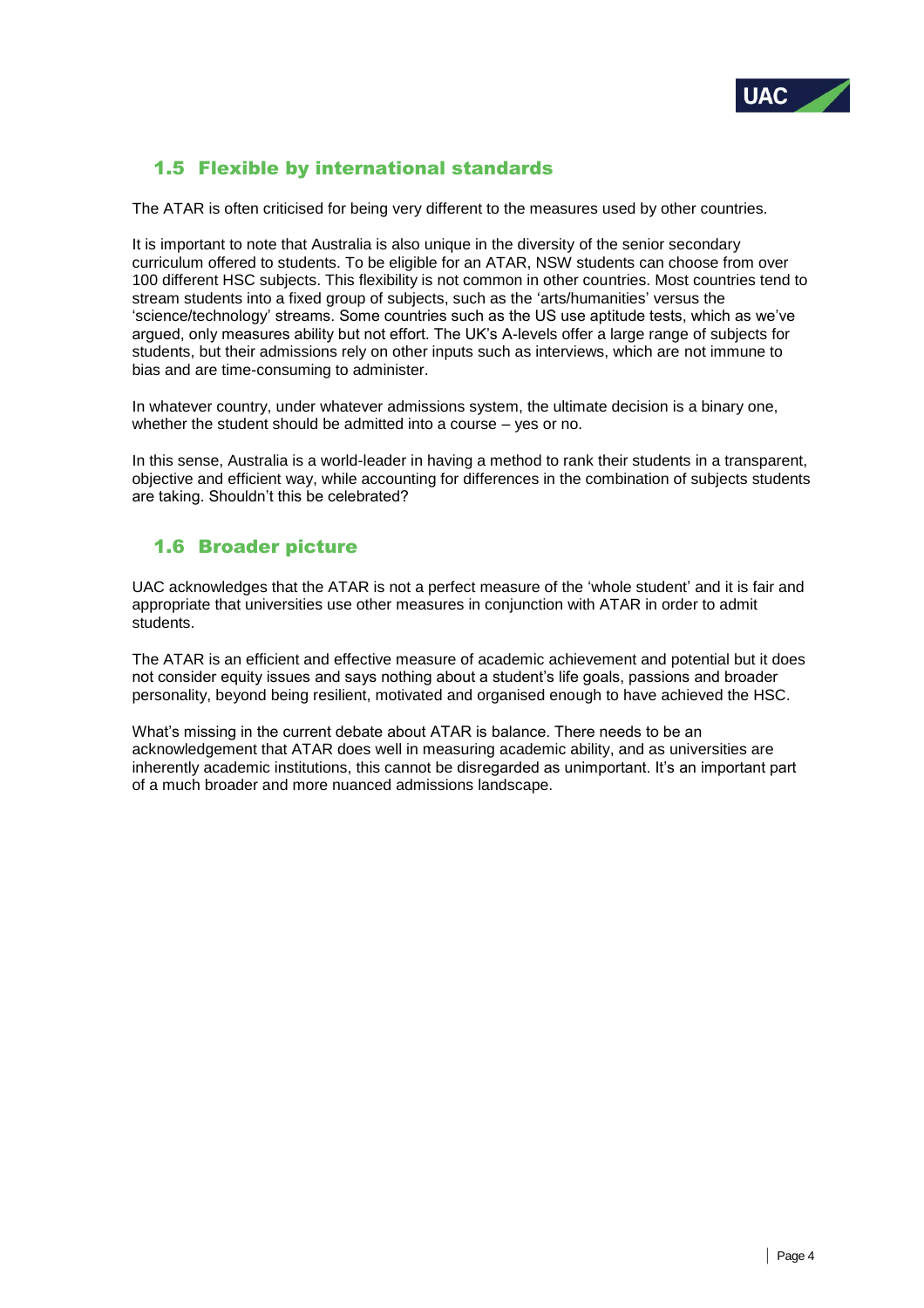## 1.5 Flexible by international standards

The ATAR is often criticised for being very different to the measures used by other countries.

It is important to note that Australia is also unique in the diversity of the senior secondary curriculum offered to students. To be eligible for an ATAR, NSW students can choose from over 100 different HSC subjects. This flexibility is not common in other countries. Most countries tend to stream students into a fixed group of subjects, such as the 'arts/humanities' versus the 'science/technology' streams. Some countries such as the US use aptitude tests, which as we've argued, only measures ability but not effort. The UK's A-levels offer a large range of subjects for students, but their admissions rely on other inputs such as interviews, which are not immune to bias and are time-consuming to administer.

In whatever country, under whatever admissions system, the ultimate decision is a binary one, whether the student should be admitted into a course – yes or no.

In this sense, Australia is a world-leader in having a method to rank their students in a transparent, objective and efficient way, while accounting for differences in the combination of subjects students are taking. Shouldn't this be celebrated?

## 1.6 Broader picture

UAC acknowledges that the ATAR is not a perfect measure of the 'whole student' and it is fair and appropriate that universities use other measures in conjunction with ATAR in order to admit students.

The ATAR is an efficient and effective measure of academic achievement and potential but it does not consider equity issues and says nothing about a student's life goals, passions and broader personality, beyond being resilient, motivated and organised enough to have achieved the HSC.

What's missing in the current debate about ATAR is balance. There needs to be an acknowledgement that ATAR does well in measuring academic ability, and as universities are inherently academic institutions, this cannot be disregarded as unimportant. It's an important part of a much broader and more nuanced admissions landscape.